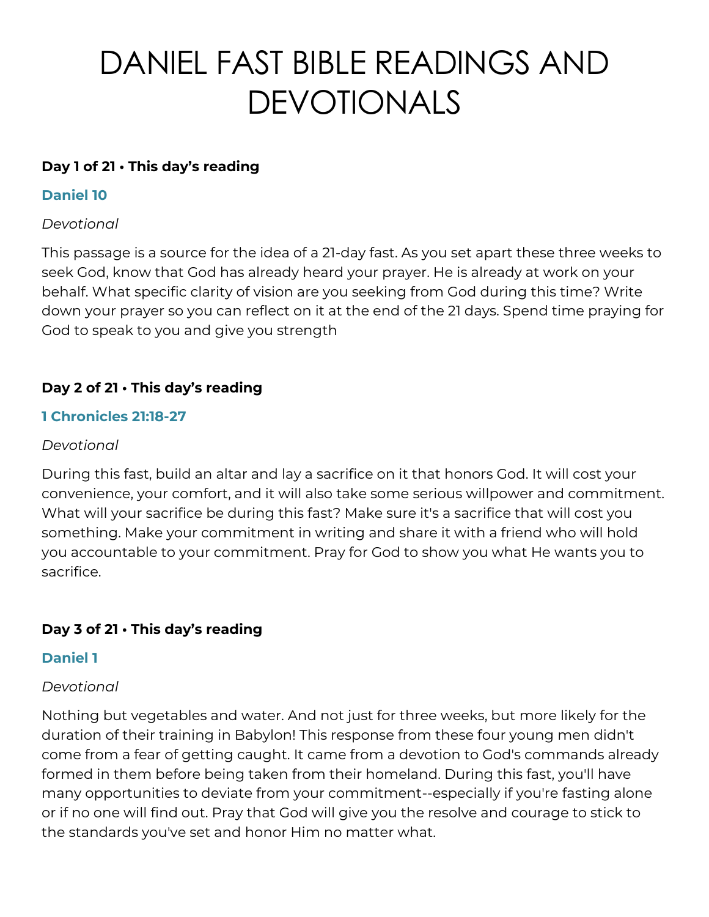# DANIEL FAST BIBLE READINGS AND DEVOTIONALS

**Day 1 of 21 • This day's reading**

**Daniel 10**

*Devotional*

This passage is a source for the idea of a 21-day fast. As you set apart these three weeks to seek God, know that God has already heard your prayer. He is already at work on your behalf. What specific clarity of vision are you seeking from God during this time? Write down your prayer so you can reflect on it at the end of the 21 days. Spend time praying for God to speak to you and give you strength

**Day 2 of 21 • This day's reading**

**1 Chronicles 21:18-27**

*Devotional*

During this fast, build an altar and lay a sacrifice on it that honors God. It will cost your convenience, your comfort, and it will also take some serious willpower and commitment. What will your sacrifice be during this fast? Make sure it's a sacrifice that will cost you something. Make your commitment in writing and share it with a friend who will hold you accountable to your commitment. Pray for God to show you what He wants you to sacrifice.

**Day 3 of 21 • This day's reading**

**Daniel 1**

*Devotional*

Nothing but vegetables and water. And not just for three weeks, but more likely for the duration of their training in Babylon! This response from these four young men didn't come from a fear of getting caught. It came from a devotion to God's commands already formed in them before being taken from their homeland. During this fast, you'll have many opportunities to deviate from your commitment--especially if you're fasting alone or if no one will find out. Pray that God will give you the resolve and courage to stick to the standards you've set and honor Him no matter what.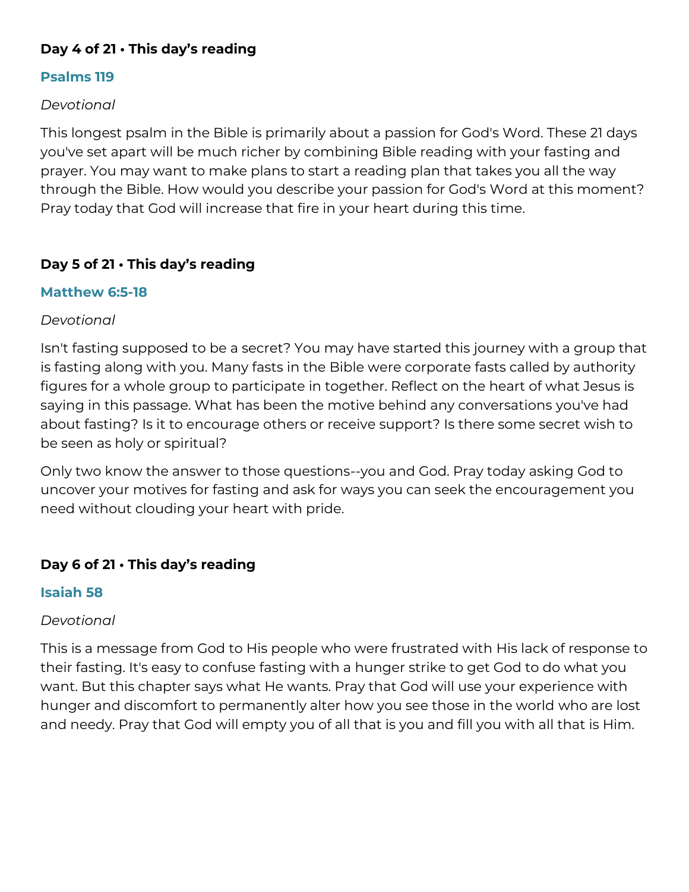**Day 4 of 21 • This day's reading**

### Psalms 119

*Devotional*

This longest psalm in the Bible is primarily about a passion for God's Word. These 21 days you've set apart will be much richer by combining Bible reading with your fasting and prayer. You may want to make plans to start a reading plan that takes you all the way through the Bible. How would you describe your passion for God's Word at this moment? Pray today that God will increase that fire in your heart during this time.

**Day 5 of 21 • This day's reading**

### Matthew 6:5-18

*Devotional*

Isn't fasting supposed to be a secret? You may have started this journey with a group that is fasting along with you. Many fasts in the Bible were corporate fasts called by authority figures for a whole group to participate in together. Reflect on the heart of what Jesus is saying in this passage. What has been the motive behind any conversations you've had about fasting? Is it to encourage others or receive support? Is there some secret wish to be seen as holy or spiritual?

Only two know the answer to those questions--you and God. Pray today asking God to uncover your motives for fasting and ask for ways you can seek the encouragement you need without clouding your heart with pride.

**Day 6 of 21 • This day's reading**

### Isaiah 58

*Devotional*

This is a message from God to His people who were frustrated with His lack of response to their fasting. It's easy to confuse fasting with a hunger strike to get God to do what you want. But this chapter says what He wants. Pray that God will use your experience with hunger and discomfort to permanently alter how you see those in the world who are lost and needy. Pray that God will empty you of all that is you and fill you with all that is Him.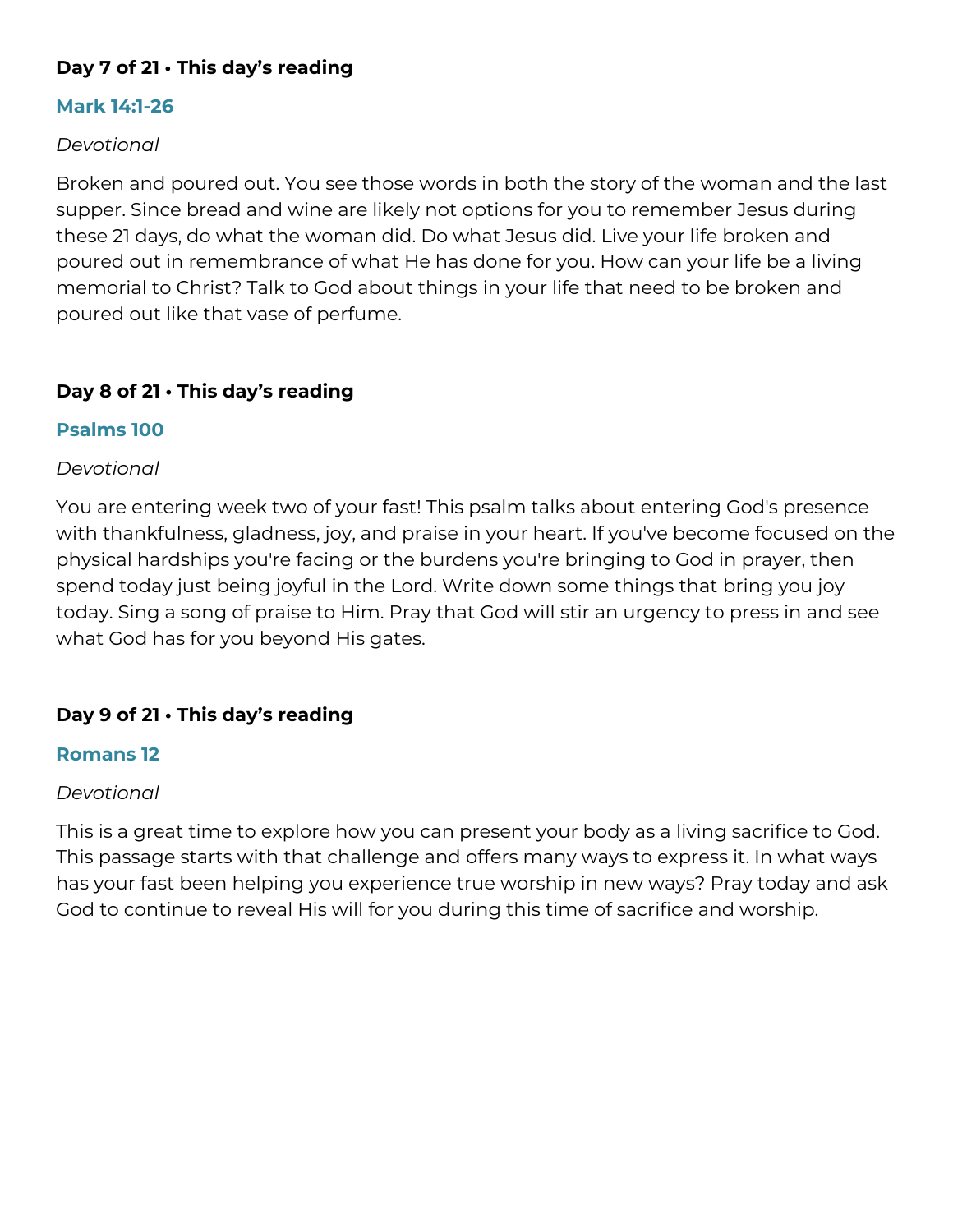**Day 7 of 21 • This day's reading**

**Mark 14:1-26**

*Devotional*

Broken and poured out. You see those words in both the story of the woman and the last supper. Since bread and wine are likely not options for you to remember Jesus during these 21 days, do what the woman did. Do what Jesus did. Live your life broken and poured out in remembrance of what He has done for you. How can your life be a living memorial to Christ? Talk to God about things in your life that need to be broken and poured out like that vase of perfume.

**Day 8 of 21 • This day's reading**

**Psalms 100**

*Devotional*

You are entering week two of your fast! This psalm talks about entering God's presence with thankfulness, gladness, joy, and praise in your heart. If you've become focused on the physical hardships you're facing or the burdens you're bringing to God in prayer, then spend today just being joyful in the Lord. Write down some things that bring you joy today. Sing a song of praise to Him. Pray that God will stir an urgency to press in and see what God has for you beyond His gates.

**Day 9 of 21 • This day's reading**

**Romans 12**

*Devotional*

This is a great time to explore how you can present your body as a living sacrifice to God. This passage starts with that challenge and offers many ways to express it. In what ways has your fast been helping you experience true worship in new ways? Pray today and ask God to continue to reveal His will for you during this time of sacrifice and worship.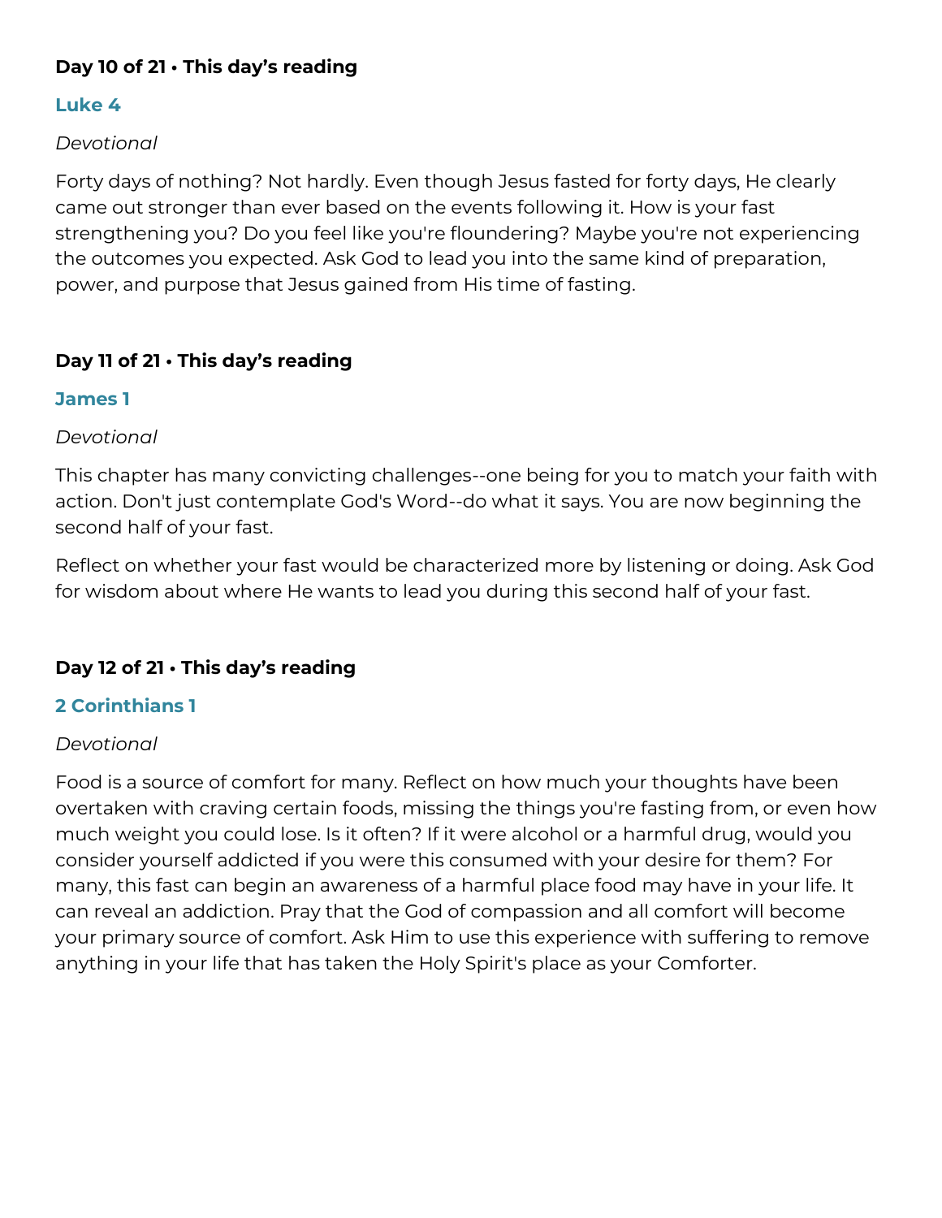**Day 10 of 21 • This day's reading**

### Luke 4

*Devotional*

Forty days of nothing? Not hardly. Even though Jesus fasted for forty days, He clearly came out stronger than ever based on the events following it. How is your fast strengthening you? Do you feel like you're floundering? Maybe you're not experiencing the outcomes you expected. Ask God to lead you into the same kind of preparation, power, and purpose that Jesus gained from His time of fasting.

**Day 11 of 21 • This day's reading**

### James 1

*Devotional*

This chapter has many convicting challenges--one being for you to match your faith with action. Don't just contemplate God's Word--do what it says. You are now beginning the second half of your fast.

Reflect on whether your fast would be characterized more by listening or doing. Ask God for wisdom about where He wants to lead you during this second half of your fast.

**Day 12 of 21 • This day's reading**

### 2 Corinthians 1

*Devotional*

Food is a source of comfort for many. Reflect on how much your thoughts have been overtaken with craving certain foods, missing the things you're fasting from, or even how much weight you could lose. Is it often? If it were alcohol or a harmful drug, would you consider yourself addicted if you were this consumed with your desire for them? For many, this fast can begin an awareness of a harmful place food may have in your life. It can reveal an addiction. Pray that the God of compassion and all comfort will become your primary source of comfort. Ask Him to use this experience with suffering to remove anything in your life that has taken the Holy Spirit's place as your Comforter.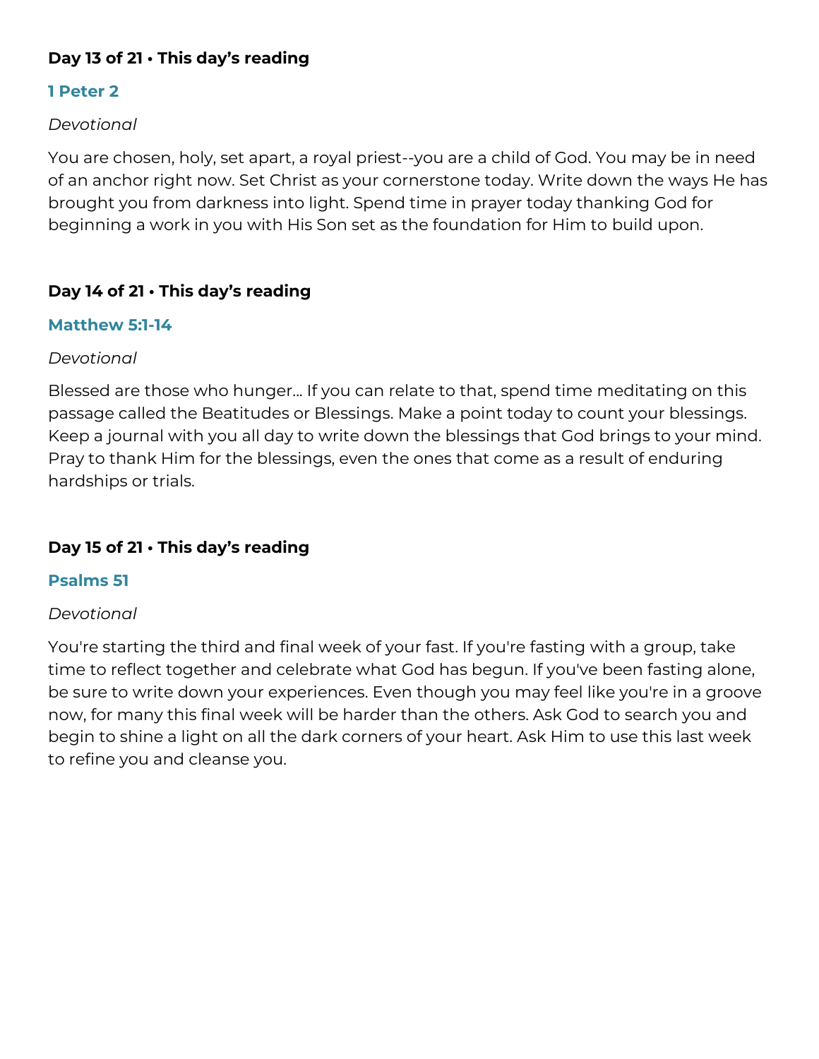**Day 13 of 21 • This day's reading**

**1 Peter 2**

*Devotional*

You are chosen, holy, set apart, a royal priest--you are a child of God. You may be in need of an anchor right now. Set Christ as your cornerstone today. Write down the ways He has brought you from darkness into light. Spend time in prayer today thanking God for beginning a work in you with His Son set as the foundation for Him to build upon.

**Day 14 of 21 • This day's reading**

**Matthew 5:1-14**

*Devotional*

Blessed are those who hunger... If you can relate to that, spend time meditating on this passage called the Beatitudes or Blessings. Make a point today to count your blessings. Keep a journal with you all day to write down the blessings that God brings to your mind. Pray to thank Him for the blessings, even the ones that come as a result of enduring hardships or trials.

**Day 15 of 21 • This day's reading**

**Psalms 51**

*Devotional*

You're starting the third and final week of your fast. If you're fasting with a group, take time to reflect together and celebrate what God has begun. If you've been fasting alone, be sure to write down your experiences. Even though you may feel like you're in a groove now, for many this final week will be harder than the others. Ask God to search you and begin to shine a light on all the dark corners of your heart. Ask Him to use this last week to refine you and cleanse you.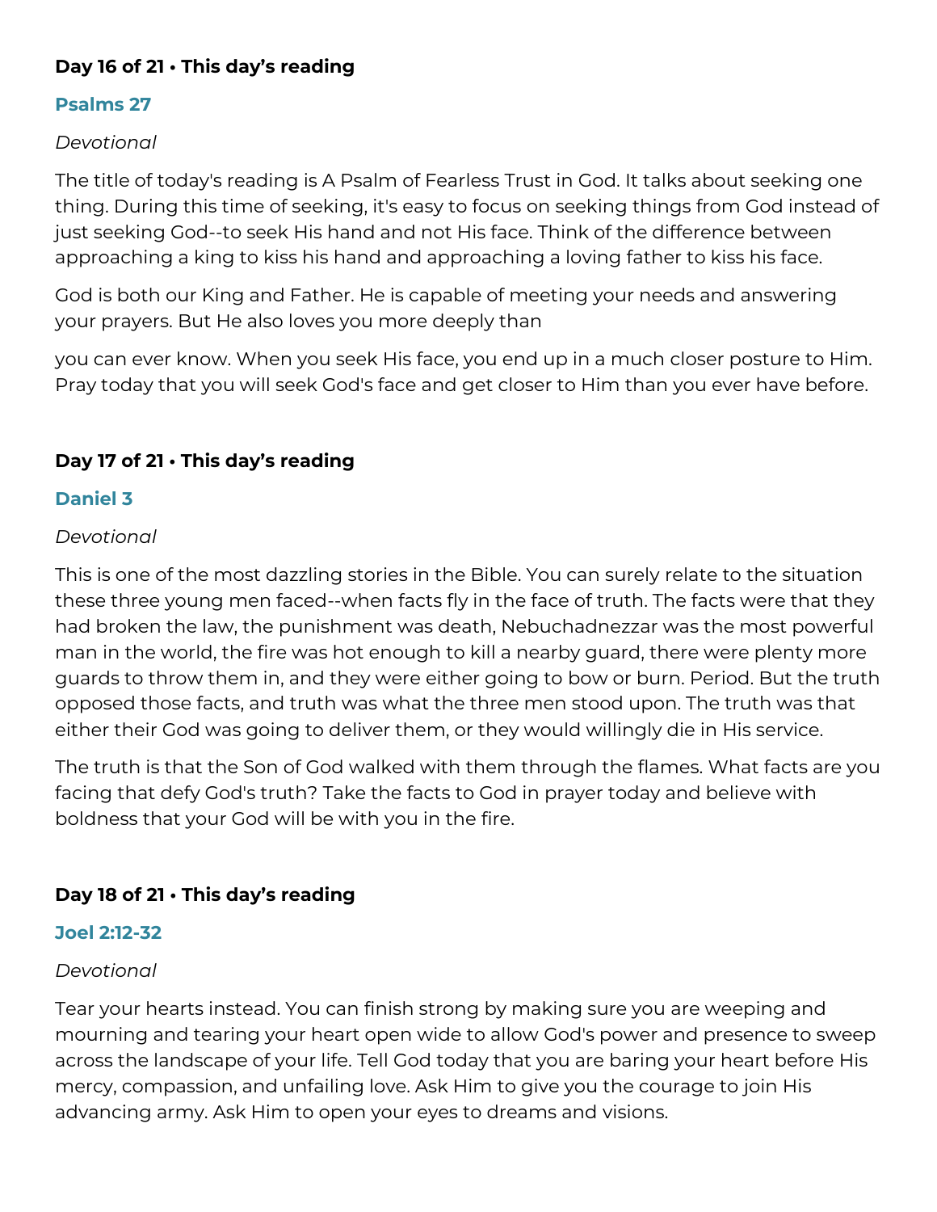**Day 16 of 21 • This day's reading**

### Psalms 27

*Devotional*

The title of today's reading is A Psalm of Fearless Trust in God. It talks about seeking one thing. During this time of seeking, it's easy to focus on seeking things from God instead of just seeking God--to seek His hand and not His face. Think of the difference between approaching a king to kiss his hand and approaching a loving father to kiss his face.

God is both our King and Father. He is capable of meeting your needs and answering your prayers. But He also loves you more deeply than you can ever know. When you seek His face, you end up in a much closer posture to Him. Pray today that you will seek God's face and get closer to Him than you ever have before.

**Day 17 of 21 • This day's reading**

### Daniel 3

*Devotional*

This is one of the most dazzling stories in the Bible. You can surely relate to the situation these three young men faced--when facts fly in the face of truth. The facts were that they had broken the law, the punishment was death, Nebuchadnezzar was the most powerful man in the world, the fire was hot enough to kill a nearby guard, there were plenty more guards to throw them in, and they were either going to bow or burn. Period. But the truth opposed those facts, and truth was what the three men stood upon. The truth was that either their God was going to deliver them, or they would willingly die in His service.

The truth is that the Son of God walked with them through the flames. What facts are you facing that defy God's truth? Take the facts to God in prayer today and believe with boldness that your God will be with you in the fire.

**Day 18 of 21 • This day's reading**

### Joel 2:12-32

*Devotional*

Tear your hearts instead. You can finish strong by making sure you are weeping and mourning and tearing your heart open wide to allow God's power and presence to sweep across the landscape of your life. Tell God today that you are baring your heart before His mercy, compassion, and unfailing love. Ask Him to give you the courage to join His advancing army. Ask Him to open your eyes to dreams and visions.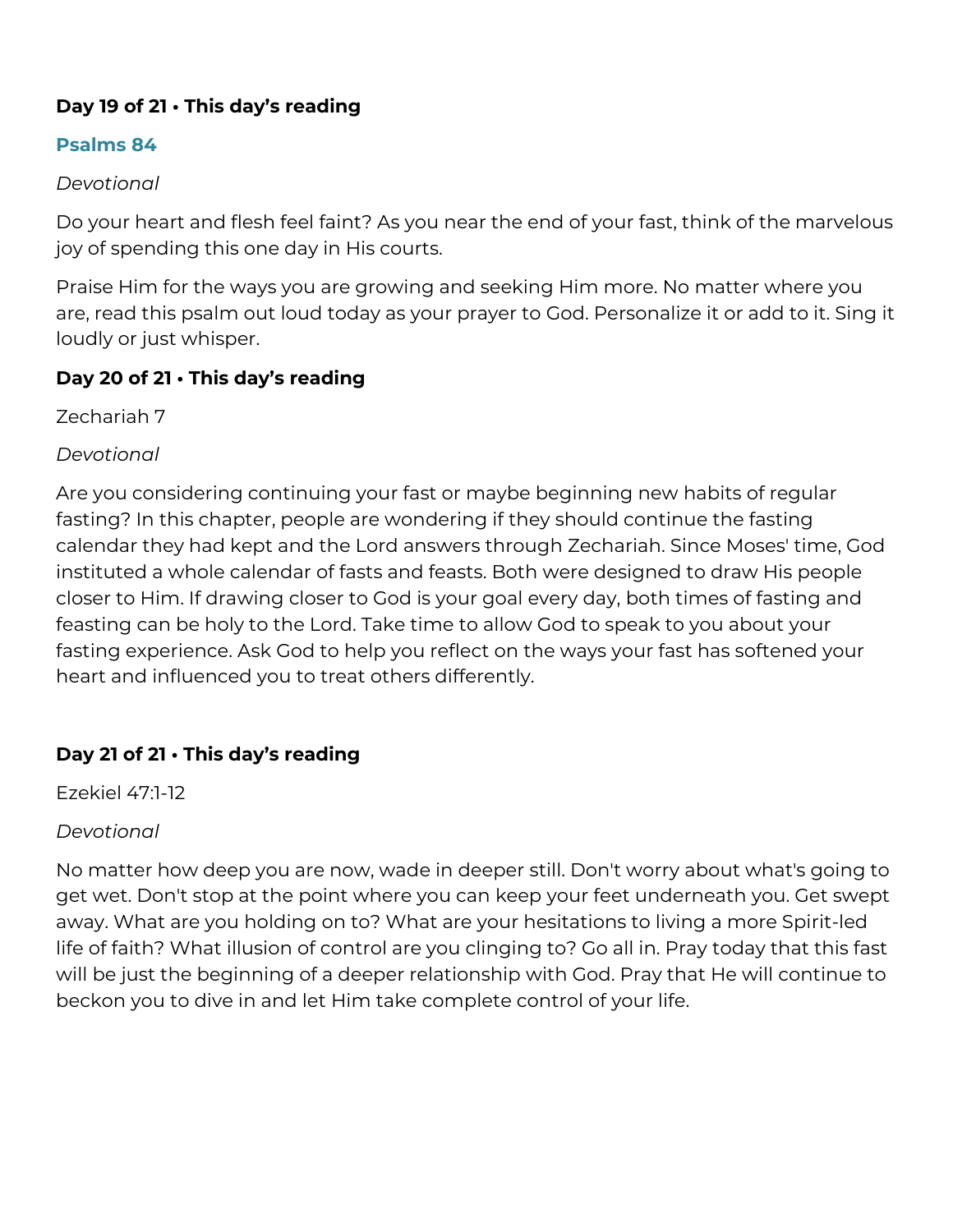**Day 19 of 21 • This day's reading**

**Psalms 84**

*Devotional*

Do your heart and flesh feel faint? As you near the end of your fast, think of the marvelous joy of spending this one day in His courts.

Praise Him for the ways you are growing and seeking Him more. No matter where you are, read this psalm out loud today as your prayer to God. Personalize it or add to it. Sing it loudly or just whisper.

**Day 20 of 21 • This day's reading**

Zechariah 7

*Devotional*

Are you considering continuing your fast or maybe beginning new habits of regular fasting? In this chapter, people are wondering if they should continue the fasting calendar they had kept and the Lord answers through Zechariah. Since Moses' time, God instituted a whole calendar of fasts and feasts. Both were designed to draw His people closer to Him. If drawing closer to God is your goal every day, both times of fasting and feasting can be holy to the Lord. Take time to allow God to speak to you about your fasting experience. Ask God to help you reflect on the ways your fast has softened your heart and influenced you to treat others differently.

**Day 21 of 21 • This day's reading**

Ezekiel 47:1-12

*Devotional*

No matter how deep you are now, wade in deeper still. Don't worry about what's going to get wet. Don't stop at the point where you can keep your feet underneath you. Get swept away. What are you holding on to? What are your hesitations to living a more Spirit-led life of faith? What illusion of control are you clinging to? Go all in. Pray today that this fast will be just the beginning of a deeper relationship with God. Pray that He will continue to beckon you to dive in and let Him take complete control of your life.